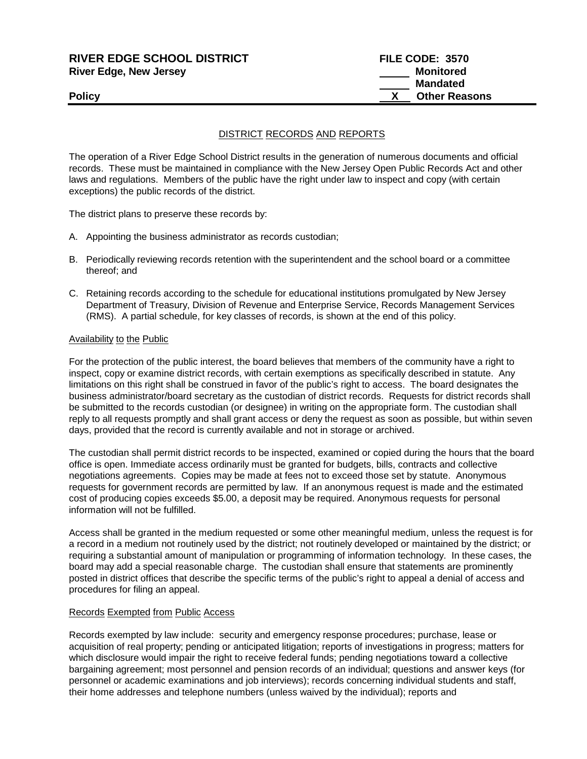**RIVER EDGE SCHOOL DISTRICT** **FILE CODE: 3570**
**River Edge, New Jersey**

\_\_\_\_\_ **Monitored**
\_\_\_\_\_ **Mandated**
**Policy** \_\_X\_\_ **Other Reasons**

## DISTRICT RECORDS AND REPORTS

The operation of a River Edge School District results in the generation of numerous documents and official records. These must be maintained in compliance with the New Jersey Open Public Records Act and other laws and regulations. Members of the public have the right under law to inspect and copy (with certain exceptions) the public records of the district.

The district plans to preserve these records by:

A. Appointing the business administrator as records custodian;

B. Periodically reviewing records retention with the superintendent and the school board or a committee thereof; and

C. Retaining records according to the schedule for educational institutions promulgated by New Jersey Department of Treasury, Division of Revenue and Enterprise Service, Records Management Services (RMS). A partial schedule, for key classes of records, is shown at the end of this policy.

### Availability to the Public

For the protection of the public interest, the board believes that members of the community have a right to inspect, copy or examine district records, with certain exemptions as specifically described in statute. Any limitations on this right shall be construed in favor of the public's right to access. The board designates the business administrator/board secretary as the custodian of district records. Requests for district records shall be submitted to the records custodian (or designee) in writing on the appropriate form. The custodian shall reply to all requests promptly and shall grant access or deny the request as soon as possible, but within seven days, provided that the record is currently available and not in storage or archived.

The custodian shall permit district records to be inspected, examined or copied during the hours that the board office is open. Immediate access ordinarily must be granted for budgets, bills, contracts and collective negotiations agreements. Copies may be made at fees not to exceed those set by statute. Anonymous requests for government records are permitted by law. If an anonymous request is made and the estimated cost of producing copies exceeds $5.00, a deposit may be required. Anonymous requests for personal information will not be fulfilled.

Access shall be granted in the medium requested or some other meaningful medium, unless the request is for a record in a medium not routinely used by the district; not routinely developed or maintained by the district; or requiring a substantial amount of manipulation or programming of information technology. In these cases, the board may add a special reasonable charge. The custodian shall ensure that statements are prominently posted in district offices that describe the specific terms of the public's right to appeal a denial of access and procedures for filing an appeal.

### Records Exempted from Public Access

Records exempted by law include: security and emergency response procedures; purchase, lease or acquisition of real property; pending or anticipated litigation; reports of investigations in progress; matters for which disclosure would impair the right to receive federal funds; pending negotiations toward a collective bargaining agreement; most personnel and pension records of an individual; questions and answer keys (for personnel or academic examinations and job interviews); records concerning individual students and staff, their home addresses and telephone numbers (unless waived by the individual); reports and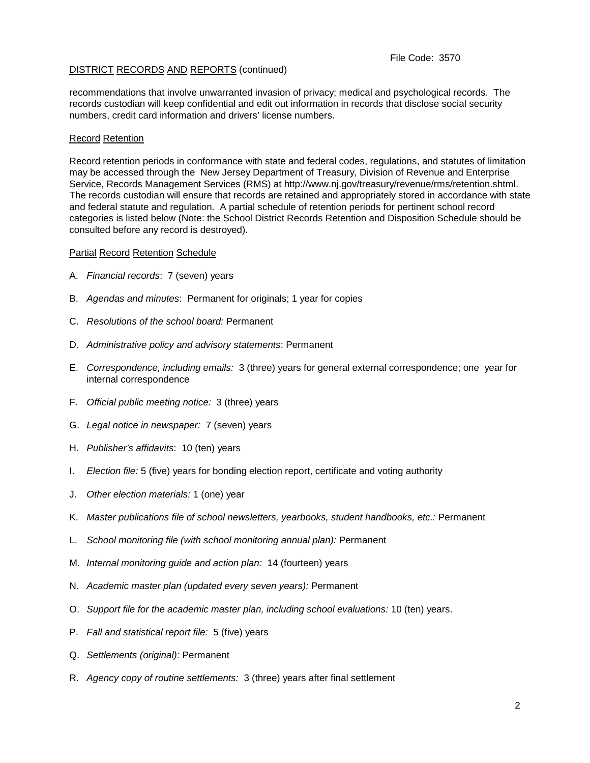DISTRICT RECORDS AND REPORTS (continued)

recommendations that involve unwarranted invasion of privacy; medical and psychological records. The records custodian will keep confidential and edit out information in records that disclose social security numbers, credit card information and drivers' license numbers.

## Record Retention

Record retention periods in conformance with state and federal codes, regulations, and statutes of limitation may be accessed through the New Jersey Department of Treasury, Division of Revenue and Enterprise Service, Records Management Services (RMS) at http://www.nj.gov/treasury/revenue/rms/retention.shtml. The records custodian will ensure that records are retained and appropriately stored in accordance with state and federal statute and regulation. A partial schedule of retention periods for pertinent school record categories is listed below (Note: the School District Records Retention and Disposition Schedule should be consulted before any record is destroyed).

## Partial Record Retention Schedule

A. *Financial records*: 7 (seven) years

B. *Agendas and minutes*: Permanent for originals; 1 year for copies

C. *Resolutions of the school board:* Permanent

D. *Administrative policy and advisory statements*: Permanent

E. *Correspondence, including emails:* 3 (three) years for general external correspondence; one year for internal correspondence

F. *Official public meeting notice:* 3 (three) years

G. *Legal notice in newspaper:* 7 (seven) years

H. *Publisher's affidavits*: 10 (ten) years

I. *Election file:* 5 (five) years for bonding election report, certificate and voting authority

J. *Other election materials:* 1 (one) year

K. *Master publications file of school newsletters, yearbooks, student handbooks, etc.:* Permanent

L. *School monitoring file (with school monitoring annual plan):* Permanent

M. *Internal monitoring guide and action plan:* 14 (fourteen) years

N. *Academic master plan (updated every seven years):* Permanent

O. *Support file for the academic master plan, including school evaluations:* 10 (ten) years.

P. *Fall and statistical report file:* 5 (five) years

Q. *Settlements (original):* Permanent

R. *Agency copy of routine settlements:* 3 (three) years after final settlement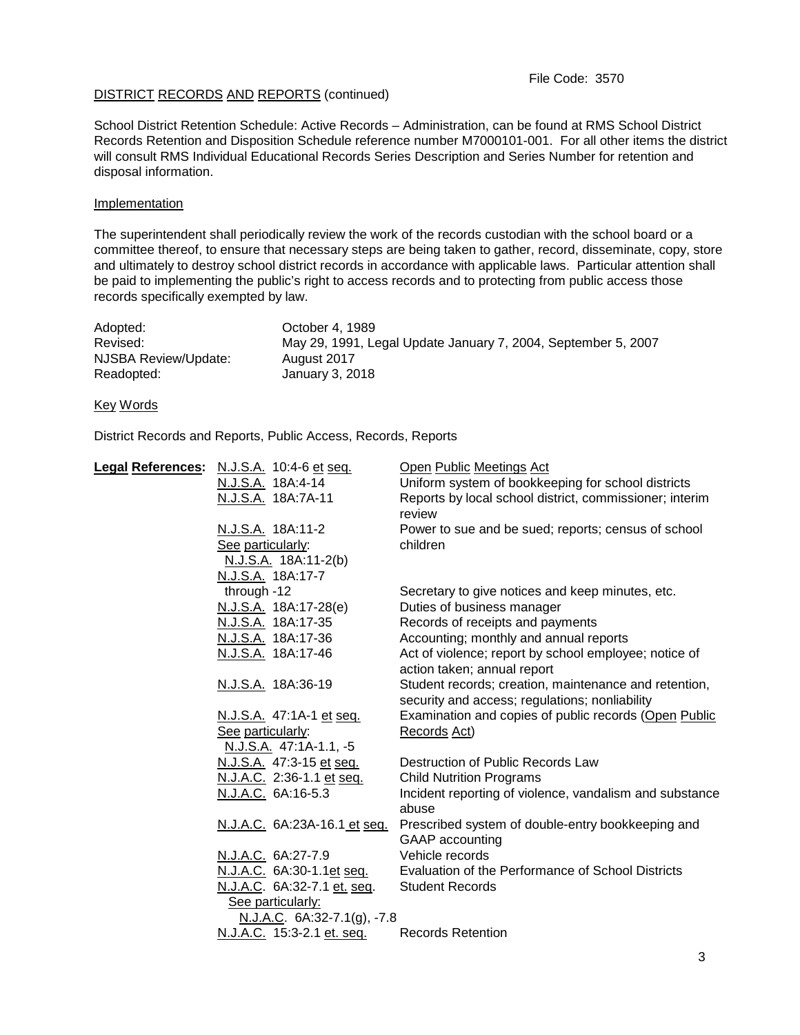File Code: 3570

DISTRICT RECORDS AND REPORTS (continued)

School District Retention Schedule: Active Records – Administration, can be found at RMS School District Records Retention and Disposition Schedule reference number M7000101-001. For all other items the district will consult RMS Individual Educational Records Series Description and Series Number for retention and disposal information.

Implementation

The superintendent shall periodically review the work of the records custodian with the school board or a committee thereof, to ensure that necessary steps are being taken to gather, record, disseminate, copy, store and ultimately to destroy school district records in accordance with applicable laws. Particular attention shall be paid to implementing the public's right to access records and to protecting from public access those records specifically exempted by law.

| | |
|---|---|
| Adopted: | October 4, 1989 |
| Revised: | May 29, 1991, Legal Update January 7, 2004, September 5, 2007 |
| NJSBA Review/Update: | August 2017 |
| Readopted: | January 3, 2018 |

Key Words

District Records and Reports, Public Access, Records, Reports

| **Legal References:** | | |
|---|---|---|
| | N.J.S.A. 10:4-6 et seq. | Open Public Meetings Act |
| | N.J.S.A. 18A:4-14 | Uniform system of bookkeeping for school districts |
| | N.J.S.A. 18A:7A-11 | Reports by local school district, commissioner; interim review |
| | N.J.S.A. 18A:11-2<br>See particularly:<br>N.J.S.A. 18A:11-2(b) | Power to sue and be sued; reports; census of school children |
| | N.J.S.A. 18A:17-7 through -12 | Secretary to give notices and keep minutes, etc. |
| | N.J.S.A. 18A:17-28(e) | Duties of business manager |
| | N.J.S.A. 18A:17-35 | Records of receipts and payments |
| | N.J.S.A. 18A:17-36 | Accounting; monthly and annual reports |
| | N.J.S.A. 18A:17-46 | Act of violence; report by school employee; notice of action taken; annual report |
| | N.J.S.A. 18A:36-19 | Student records; creation, maintenance and retention, security and access; regulations; nonliability |
| | N.J.S.A. 47:1A-1 et seq.<br>See particularly:<br>N.J.S.A. 47:1A-1.1, -5 | Examination and copies of public records (Open Public Records Act) |
| | N.J.S.A. 47:3-15 et seq. | Destruction of Public Records Law |
| | N.J.A.C. 2:36-1.1 et seq. | Child Nutrition Programs |
| | N.J.A.C. 6A:16-5.3 | Incident reporting of violence, vandalism and substance abuse |
| | N.J.A.C. 6A:23A-16.1 et seq. | Prescribed system of double-entry bookkeeping and GAAP accounting |
| | N.J.A.C. 6A:27-7.9 | Vehicle records |
| | N.J.A.C. 6A:30-1.1et seq. | Evaluation of the Performance of School Districts |
| | N.J.A.C. 6A:32-7.1 et. seq.<br>See particularly:<br>N.J.A.C. 6A:32-7.1(g), -7.8 | Student Records |
| | N.J.A.C. 15:3-2.1 et. seq. | Records Retention |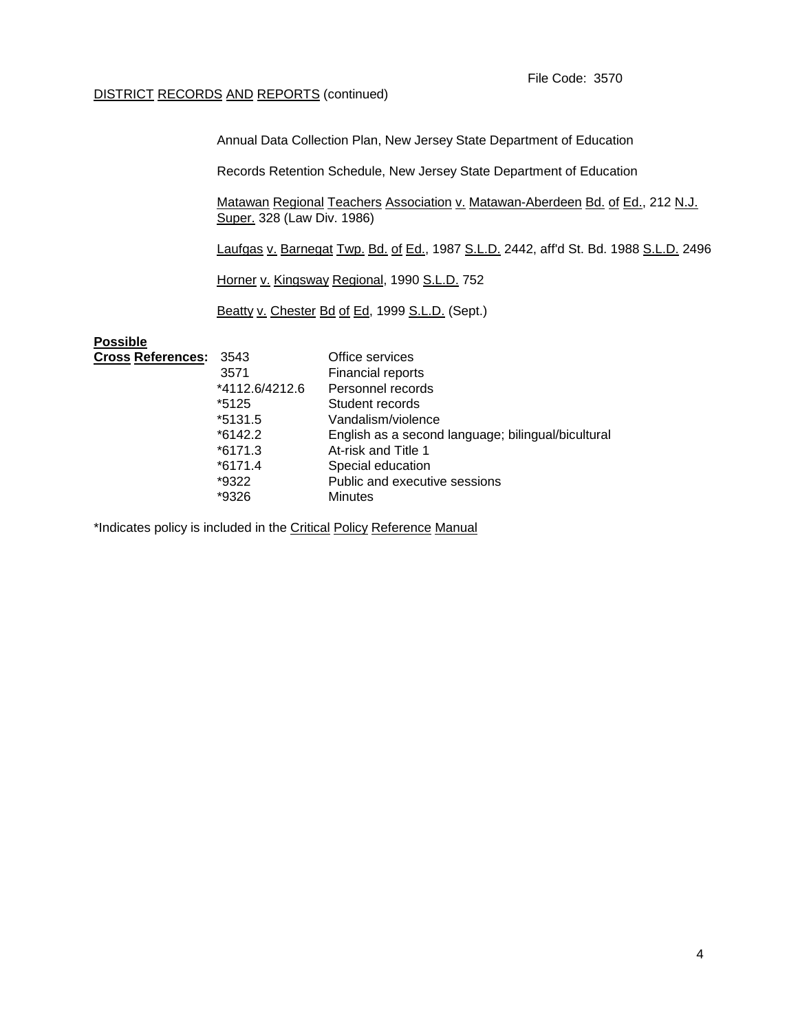DISTRICT RECORDS AND REPORTS (continued)

Annual Data Collection Plan, New Jersey State Department of Education

Records Retention Schedule, New Jersey State Department of Education

Matawan Regional Teachers Association v. Matawan-Aberdeen Bd. of Ed., 212 N.J. Super. 328 (Law Div. 1986)

Laufgas v. Barnegat Twp. Bd. of Ed., 1987 S.L.D. 2442, aff'd St. Bd. 1988 S.L.D. 2496

Horner v. Kingsway Regional, 1990 S.L.D. 752

Beatty v. Chester Bd of Ed, 1999 S.L.D. (Sept.)

| | | |
|---|---|---|
| **Possible Cross References:** | 3543 | Office services |
| | 3571 | Financial reports |
| | *4112.6/4212.6 | Personnel records |
| | *5125 | Student records |
| | *5131.5 | Vandalism/violence |
| | *6142.2 | English as a second language; bilingual/bicultural |
| | *6171.3 | At-risk and Title 1 |
| | *6171.4 | Special education |
| | *9322 | Public and executive sessions |
| | *9326 | Minutes |

*Indicates policy is included in the Critical Policy Reference Manual